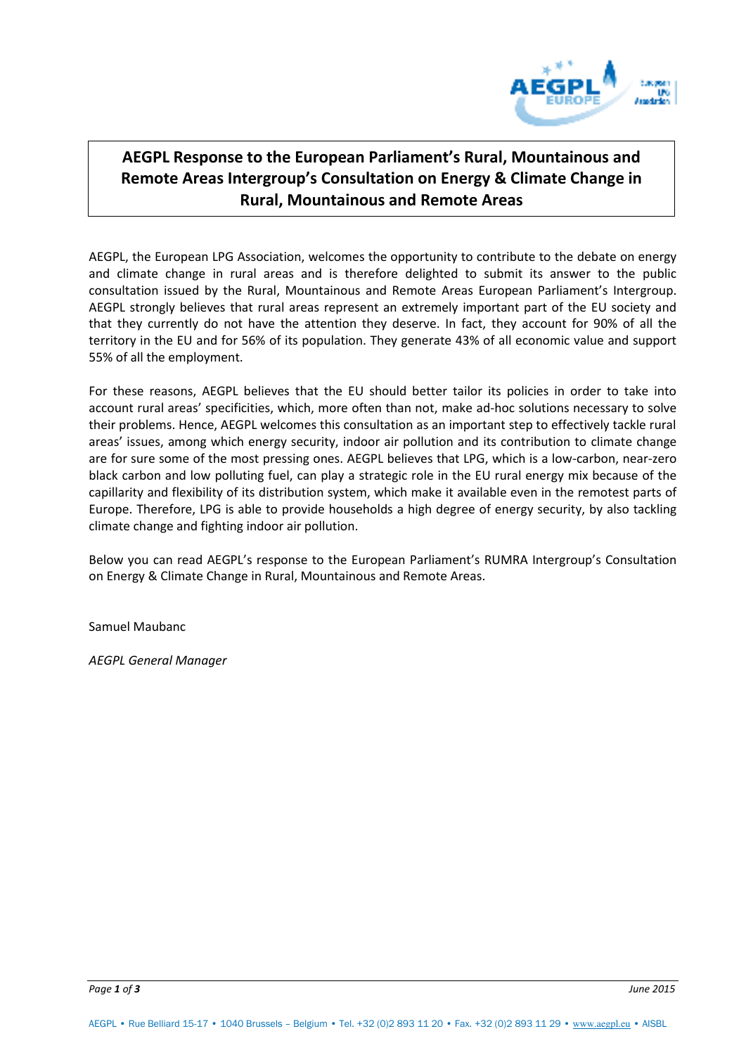# AEGPL Response to the European Parliament's Rural, Mountainous and Remote Areas Intergroup's Consultation on Energy & Climate Change in Rural, Mountainous and Remote Areas

AEGPL, the European LPG Association, welcomes the opportunity to contribute to the debate on energy and climate change in rural areas and is therefore delighted to submit its answer to the public consultation issued by the Rural, Mountainous and Remote Areas European Parliament's Intergroup. AEGPL strongly believes that rural areas represent an extremely important part of the EU society and that they currently do not have the attention they deserve. In fact, they account for 90% of all the territory in the EU and for 56% of its population. They generate 43% of all economic value and support 55% of all the employment.

For these reasons, AEGPL believes that the EU should better tailor its policies in order to take into account rural areas' specificities, which, more often than not, make ad-hoc solutions necessary to solve their problems. Hence, AEGPL welcomes this consultation as an important step to effectively tackle rural areas' issues, among which energy security, indoor air pollution and its contribution to climate change are for sure some of the most pressing ones. AEGPL believes that LPG, which is a low-carbon, near-zero black carbon and low polluting fuel, can play a strategic role in the EU rural energy mix because of the capillarity and flexibility of its distribution system, which make it available even in the remotest parts of Europe. Therefore, LPG is able to provide households a high degree of energy security, by also tackling climate change and fighting indoor air pollution.

Below you can read AEGPL's response to the European Parliament's RUMRA Intergroup's Consultation on Energy & Climate Change in Rural, Mountainous and Remote Areas.

Samuel Maubanc

*AEGPL General Manager*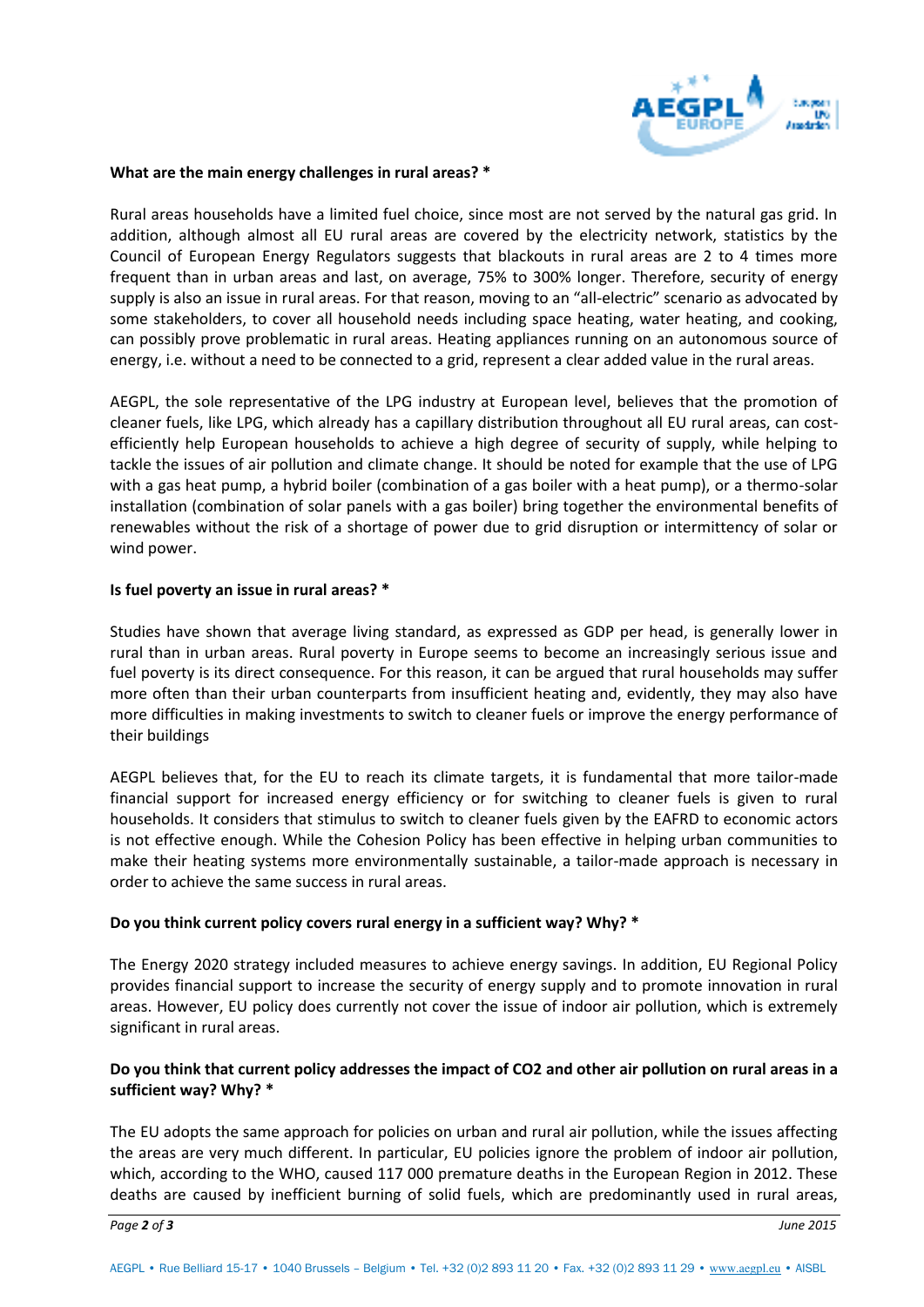**What are the main energy challenges in rural areas? ***

Rural areas households have a limited fuel choice, since most are not served by the natural gas grid. In addition, although almost all EU rural areas are covered by the electricity network, statistics by the Council of European Energy Regulators suggests that blackouts in rural areas are 2 to 4 times more frequent than in urban areas and last, on average, 75% to 300% longer. Therefore, security of energy supply is also an issue in rural areas. For that reason, moving to an "all-electric" scenario as advocated by some stakeholders, to cover all household needs including space heating, water heating, and cooking, can possibly prove problematic in rural areas. Heating appliances running on an autonomous source of energy, i.e. without a need to be connected to a grid, represent a clear added value in the rural areas.

AEGPL, the sole representative of the LPG industry at European level, believes that the promotion of cleaner fuels, like LPG, which already has a capillary distribution throughout all EU rural areas, can cost-efficiently help European households to achieve a high degree of security of supply, while helping to tackle the issues of air pollution and climate change. It should be noted for example that the use of LPG with a gas heat pump, a hybrid boiler (combination of a gas boiler with a heat pump), or a thermo-solar installation (combination of solar panels with a gas boiler) bring together the environmental benefits of renewables without the risk of a shortage of power due to grid disruption or intermittency of solar or wind power.

**Is fuel poverty an issue in rural areas? ***

Studies have shown that average living standard, as expressed as GDP per head, is generally lower in rural than in urban areas. Rural poverty in Europe seems to become an increasingly serious issue and fuel poverty is its direct consequence. For this reason, it can be argued that rural households may suffer more often than their urban counterparts from insufficient heating and, evidently, they may also have more difficulties in making investments to switch to cleaner fuels or improve the energy performance of their buildings

AEGPL believes that, for the EU to reach its climate targets, it is fundamental that more tailor-made financial support for increased energy efficiency or for switching to cleaner fuels is given to rural households. It considers that stimulus to switch to cleaner fuels given by the EAFRD to economic actors is not effective enough. While the Cohesion Policy has been effective in helping urban communities to make their heating systems more environmentally sustainable, a tailor-made approach is necessary in order to achieve the same success in rural areas.

**Do you think current policy covers rural energy in a sufficient way? Why? ***

The Energy 2020 strategy included measures to achieve energy savings. In addition, EU Regional Policy provides financial support to increase the security of energy supply and to promote innovation in rural areas. However, EU policy does currently not cover the issue of indoor air pollution, which is extremely significant in rural areas.

**Do you think that current policy addresses the impact of CO2 and other air pollution on rural areas in a sufficient way? Why? ***

The EU adopts the same approach for policies on urban and rural air pollution, while the issues affecting the areas are very much different. In particular, EU policies ignore the problem of indoor air pollution, which, according to the WHO, caused 117 000 premature deaths in the European Region in 2012. These deaths are caused by inefficient burning of solid fuels, which are predominantly used in rural areas,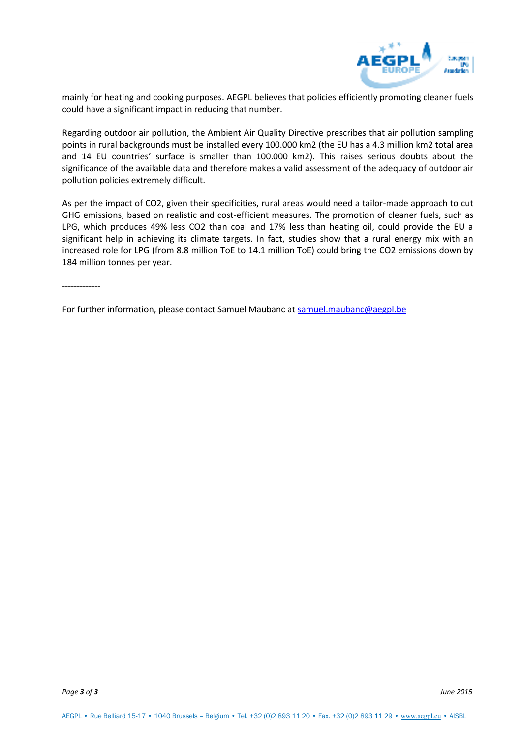mainly for heating and cooking purposes. AEGPL believes that policies efficiently promoting cleaner fuels could have a significant impact in reducing that number.

Regarding outdoor air pollution, the Ambient Air Quality Directive prescribes that air pollution sampling points in rural backgrounds must be installed every 100.000 km2 (the EU has a 4.3 million km2 total area and 14 EU countries' surface is smaller than 100.000 km2). This raises serious doubts about the significance of the available data and therefore makes a valid assessment of the adequacy of outdoor air pollution policies extremely difficult.

As per the impact of $CO_2$, given their specificities, rural areas would need a tailor-made approach to cut GHG emissions, based on realistic and cost-efficient measures. The promotion of cleaner fuels, such as LPG, which produces 49% less $CO_2$ than coal and 17% less than heating oil, could provide the EU a significant help in achieving its climate targets. In fact, studies show that a rural energy mix with an increased role for LPG (from 8.8 million ToE to 14.1 million ToE) could bring the $CO_2$ emissions down by 184 million tonnes per year.

-------------

For further information, please contact Samuel Maubanc at [samuel.maubanc@aegpl.be](mailto:samuel.maubanc@aegpl.be)